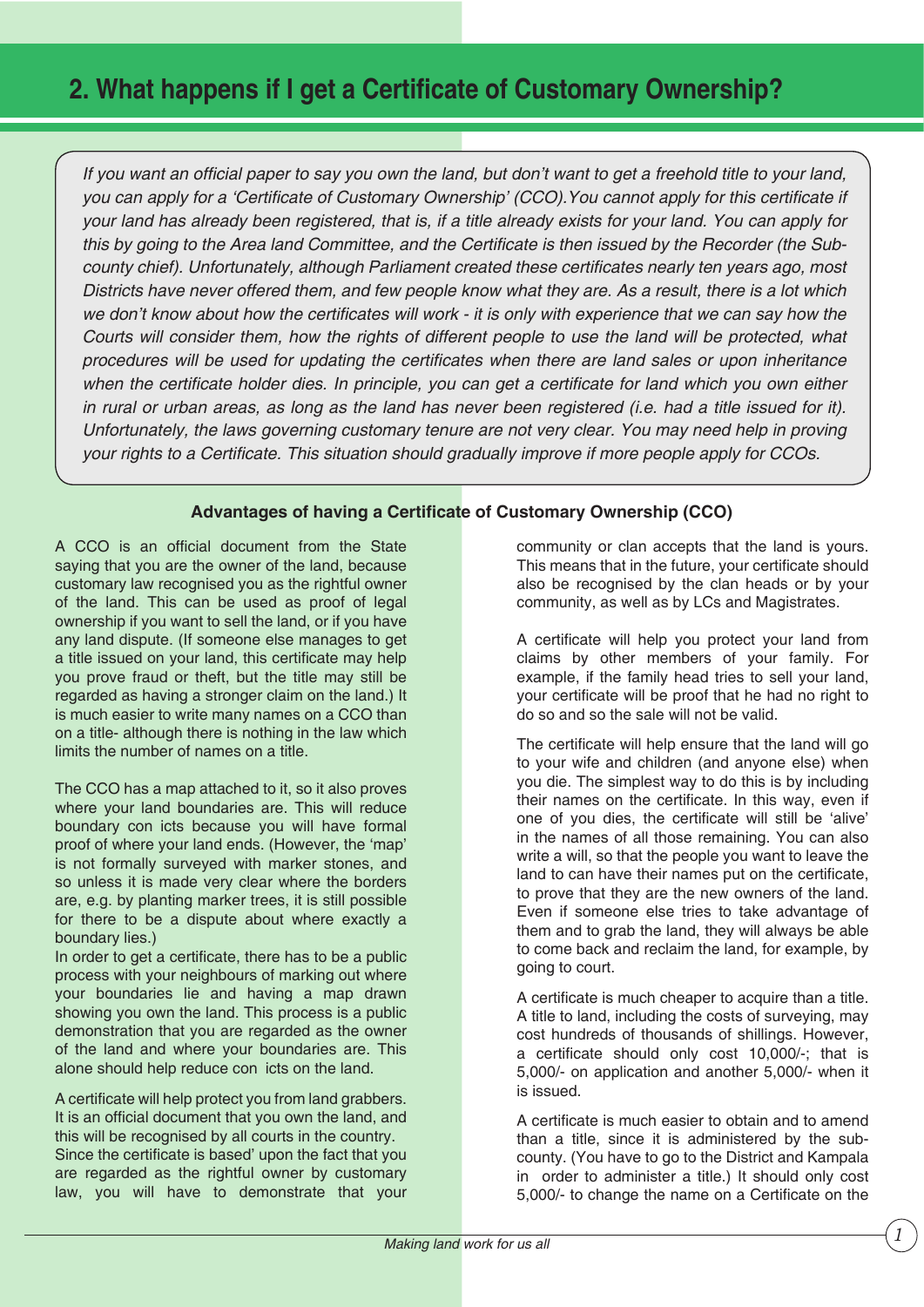# 2. What happens if I get a Certificate of Customary Ownership?

*If you want an official paper to say you own the land, but don't want to get a freehold title to your land, you can apply for a 'Certificate of Customary Ownership' (CCO).You cannot apply for this certificate if your land has already been registered, that is, if a title already exists for your land. You can apply for this by going to the Area land Committee, and the Certificate is then issued by the Recorder (the Sub-county chief). Unfortunately, although Parliament created these certificates nearly ten years ago, most Districts have never offered them, and few people know what they are. As a result, there is a lot which we don't know about how the certificates will work - it is only with experience that we can say how the Courts will consider them, how the rights of different people to use the land will be protected, what procedures will be used for updating the certificates when there are land sales or upon inheritance when the certificate holder dies. In principle, you can get a certificate for land which you own either in rural or urban areas, as long as the land has never been registered (i.e. had a title issued for it). Unfortunately, the laws governing customary tenure are not very clear. You may need help in proving your rights to a Certificate. This situation should gradually improve if more people apply for CCOs.*

**Advantages of having a Certificate of Customary Ownership (CCO)**

A CCO is an official document from the State saying that you are the owner of the land, because customary law recognised you as the rightful owner of the land. This can be used as proof of legal ownership if you want to sell the land, or if you have any land dispute. (If someone else manages to get a title issued on your land, this certificate may help you prove fraud or theft, but the title may still be regarded as having a stronger claim on the land.) It is much easier to write many names on a CCO than on a title- although there is nothing in the law which limits the number of names on a title.

The CCO has a map attached to it, so it also proves where your land boundaries are. This will reduce boundary con icts because you will have formal proof of where your land ends. (However, the 'map' is not formally surveyed with marker stones, and so unless it is made very clear where the borders are, e.g. by planting marker trees, it is still possible for there to be a dispute about where exactly a boundary lies.)

In order to get a certificate, there has to be a public process with your neighbours of marking out where your boundaries lie and having a map drawn showing you own the land. This process is a public demonstration that you are regarded as the owner of the land and where your boundaries are. This alone should help reduce con icts on the land.

A certificate will help protect you from land grabbers. It is an official document that you own the land, and this will be recognised by all courts in the country. Since the certificate is based' upon the fact that you are regarded as the rightful owner by customary law, you will have to demonstrate that your community or clan accepts that the land is yours. This means that in the future, your certificate should also be recognised by the clan heads or by your community, as well as by LCs and Magistrates.

A certificate will help you protect your land from claims by other members of your family. For example, if the family head tries to sell your land, your certificate will be proof that he had no right to do so and so the sale will not be valid.

The certificate will help ensure that the land will go to your wife and children (and anyone else) when you die. The simplest way to do this is by including their names on the certificate. In this way, even if one of you dies, the certificate will still be 'alive' in the names of all those remaining. You can also write a will, so that the people you want to leave the land to can have their names put on the certificate, to prove that they are the new owners of the land. Even if someone else tries to take advantage of them and to grab the land, they will always be able to come back and reclaim the land, for example, by going to court.

A certificate is much cheaper to acquire than a title. A title to land, including the costs of surveying, may cost hundreds of thousands of shillings. However, a certificate should only cost 10,000/-; that is 5,000/- on application and another 5,000/- when it is issued.

A certificate is much easier to obtain and to amend than a title, since it is administered by the sub-county. (You have to go to the District and Kampala in order to administer a title.) It should only cost 5,000/- to change the name on a Certificate on the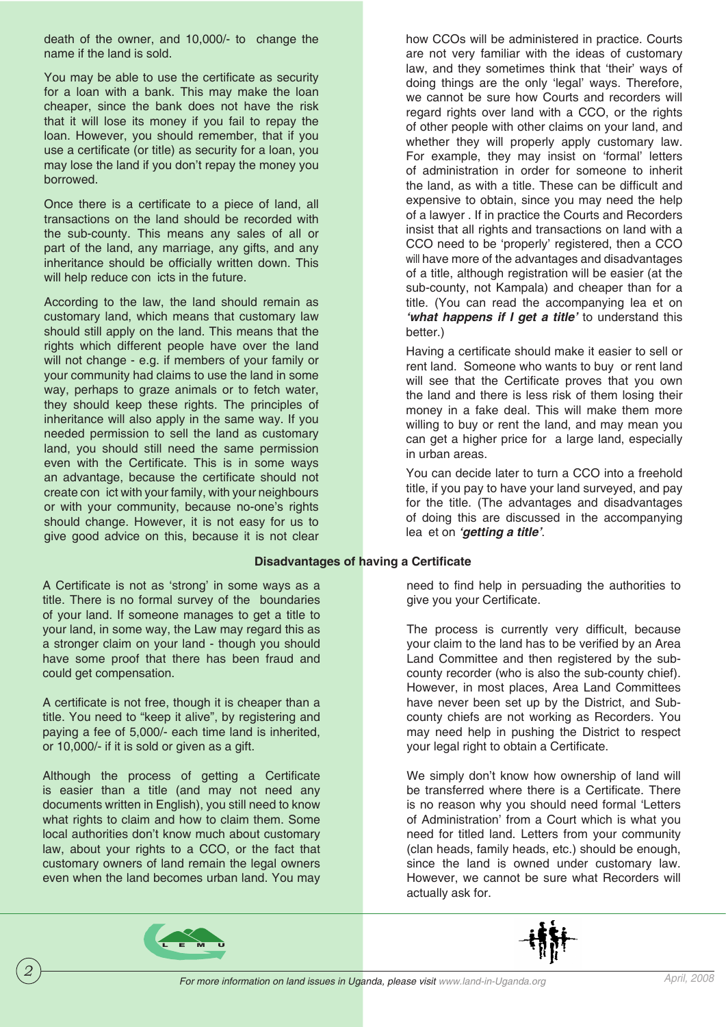death of the owner, and 10,000/- to change the name if the land is sold.

You may be able to use the certificate as security for a loan with a bank. This may make the loan cheaper, since the bank does not have the risk that it will lose its money if you fail to repay the loan. However, you should remember, that if you use a certificate (or title) as security for a loan, you may lose the land if you don't repay the money you borrowed.

Once there is a certificate to a piece of land, all transactions on the land should be recorded with the sub-county. This means any sales of all or part of the land, any marriage, any gifts, and any inheritance should be officially written down. This will help reduce con icts in the future.

According to the law, the land should remain as customary land, which means that customary law should still apply on the land. This means that the rights which different people have over the land will not change - e.g. if members of your family or your community had claims to use the land in some way, perhaps to graze animals or to fetch water, they should keep these rights. The principles of inheritance will also apply in the same way. If you needed permission to sell the land as customary land, you should still need the same permission even with the Certificate. This is in some ways an advantage, because the certificate should not create con ict with your family, with your neighbours or with your community, because no-one's rights should change. However, it is not easy for us to give good advice on this, because it is not clear how CCOs will be administered in practice. Courts are not very familiar with the ideas of customary law, and they sometimes think that 'their' ways of doing things are the only 'legal' ways. Therefore, we cannot be sure how Courts and recorders will regard rights over land with a CCO, or the rights of other people with other claims on your land, and whether they will properly apply customary law. For example, they may insist on 'formal' letters of administration in order for someone to inherit the land, as with a title. These can be difficult and expensive to obtain, since you may need the help of a lawyer . If in practice the Courts and Recorders insist that all rights and transactions on land with a CCO need to be 'properly' registered, then a CCO will have more of the advantages and disadvantages of a title, although registration will be easier (at the sub-county, not Kampala) and cheaper than for a title. (You can read the accompanying lea et on ***'what happens if I get a title'*** to understand this better.)

Having a certificate should make it easier to sell or rent land. Someone who wants to buy or rent land will see that the Certificate proves that you own the land and there is less risk of them losing their money in a fake deal. This will make them more willing to buy or rent the land, and may mean you can get a higher price for a large land, especially in urban areas.

You can decide later to turn a CCO into a freehold title, if you pay to have your land surveyed, and pay for the title. (The advantages and disadvantages of doing this are discussed in the accompanying lea et on ***'getting a title'***.

**Disadvantages of having a Certificate**

A Certificate is not as 'strong' in some ways as a title. There is no formal survey of the boundaries of your land. If someone manages to get a title to your land, in some way, the Law may regard this as a stronger claim on your land - though you should have some proof that there has been fraud and could get compensation.

A certificate is not free, though it is cheaper than a title. You need to "keep it alive", by registering and paying a fee of 5,000/- each time land is inherited, or 10,000/- if it is sold or given as a gift.

Although the process of getting a Certificate is easier than a title (and may not need any documents written in English), you still need to know what rights to claim and how to claim them. Some local authorities don't know much about customary law, about your rights to a CCO, or the fact that customary owners of land remain the legal owners even when the land becomes urban land. You may need to find help in persuading the authorities to give you your Certificate.

The process is currently very difficult, because your claim to the land has to be verified by an Area Land Committee and then registered by the sub-county recorder (who is also the sub-county chief). However, in most places, Area Land Committees have never been set up by the District, and Sub-county chiefs are not working as Recorders. You may need help in pushing the District to respect your legal right to obtain a Certificate.

We simply don't know how ownership of land will be transferred where there is a Certificate. There is no reason why you should need formal 'Letters of Administration' from a Court which is what you need for titled land. Letters from your community (clan heads, family heads, etc.) should be enough, since the land is owned under customary law. However, we cannot be sure what Recorders will actually ask for.

*For more information on land issues in Uganda, please visit www.land-in-Uganda.org*

*April, 2008*